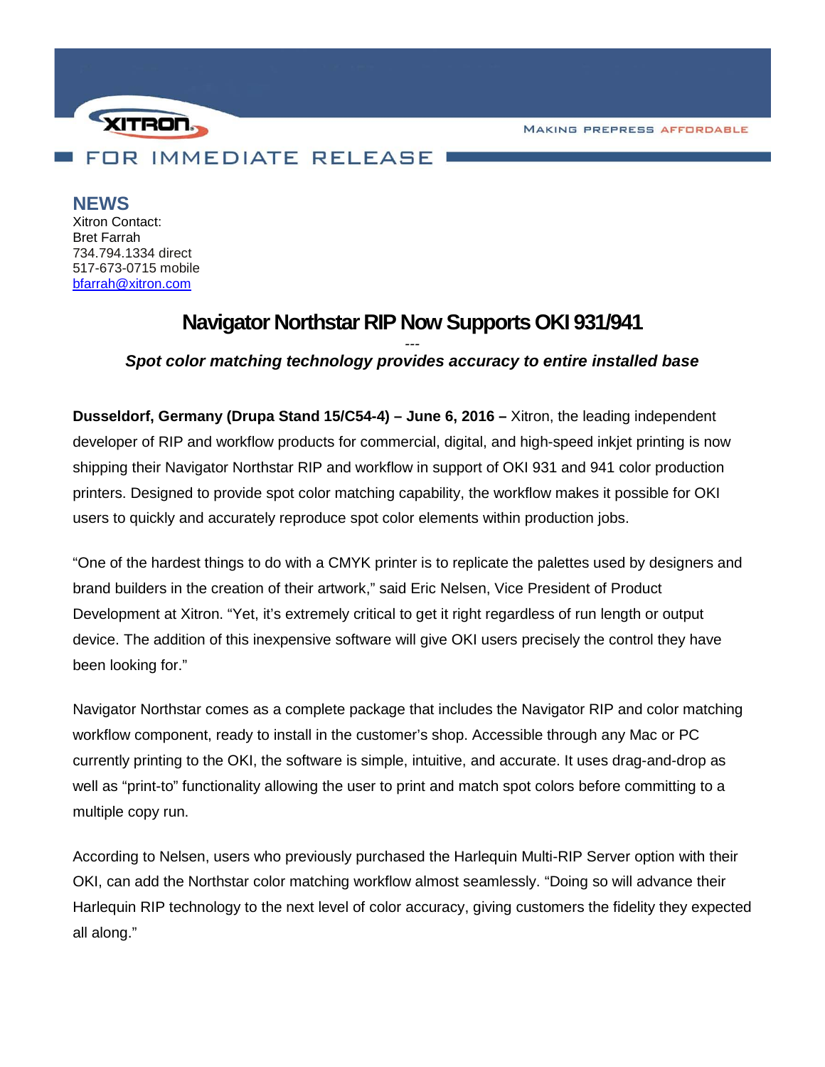XITRON

MAKING PREPRESS AFFORDABLE

FOR IMMEDIATE RELEASE

## NEWS

Xitron Contact:
Bret Farrah
734.794.1334 direct
517-673-0715 mobile
bfarrah@xitron.com

# Navigator Northstar RIP Now Supports OKI 931/941

---

***Spot color matching technology provides accuracy to entire installed base***

**Dusseldorf, Germany (Drupa Stand 15/C54-4) – June 6, 2016 –** Xitron, the leading independent developer of RIP and workflow products for commercial, digital, and high-speed inkjet printing is now shipping their Navigator Northstar RIP and workflow in support of OKI 931 and 941 color production printers. Designed to provide spot color matching capability, the workflow makes it possible for OKI users to quickly and accurately reproduce spot color elements within production jobs.

“One of the hardest things to do with a CMYK printer is to replicate the palettes used by designers and brand builders in the creation of their artwork,” said Eric Nelsen, Vice President of Product Development at Xitron. “Yet, it’s extremely critical to get it right regardless of run length or output device. The addition of this inexpensive software will give OKI users precisely the control they have been looking for.”

Navigator Northstar comes as a complete package that includes the Navigator RIP and color matching workflow component, ready to install in the customer’s shop. Accessible through any Mac or PC currently printing to the OKI, the software is simple, intuitive, and accurate. It uses drag-and-drop as well as “print-to” functionality allowing the user to print and match spot colors before committing to a multiple copy run.

According to Nelsen, users who previously purchased the Harlequin Multi-RIP Server option with their OKI, can add the Northstar color matching workflow almost seamlessly. “Doing so will advance their Harlequin RIP technology to the next level of color accuracy, giving customers the fidelity they expected all along.”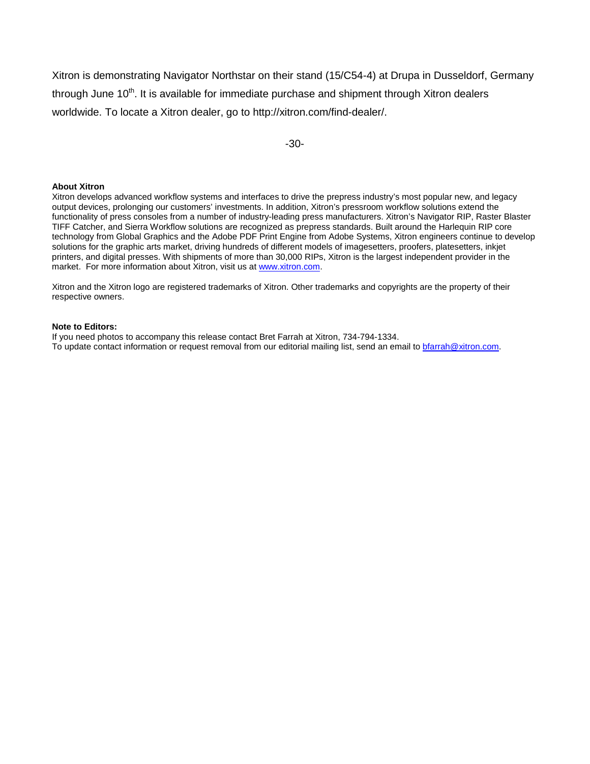Xitron is demonstrating Navigator Northstar on their stand (15/C54-4) at Drupa in Dusseldorf, Germany through June 10th. It is available for immediate purchase and shipment through Xitron dealers worldwide. To locate a Xitron dealer, go to http://xitron.com/find-dealer/.

-30-

**About Xitron**

Xitron develops advanced workflow systems and interfaces to drive the prepress industry's most popular new, and legacy output devices, prolonging our customers' investments. In addition, Xitron's pressroom workflow solutions extend the functionality of press consoles from a number of industry-leading press manufacturers. Xitron's Navigator RIP, Raster Blaster TIFF Catcher, and Sierra Workflow solutions are recognized as prepress standards. Built around the Harlequin RIP core technology from Global Graphics and the Adobe PDF Print Engine from Adobe Systems, Xitron engineers continue to develop solutions for the graphic arts market, driving hundreds of different models of imagesetters, proofers, platesetters, inkjet printers, and digital presses. With shipments of more than 30,000 RIPs, Xitron is the largest independent provider in the market. For more information about Xitron, visit us at www.xitron.com.

Xitron and the Xitron logo are registered trademarks of Xitron. Other trademarks and copyrights are the property of their respective owners.

**Note to Editors:**

If you need photos to accompany this release contact Bret Farrah at Xitron, 734-794-1334.
To update contact information or request removal from our editorial mailing list, send an email to bfarrah@xitron.com.